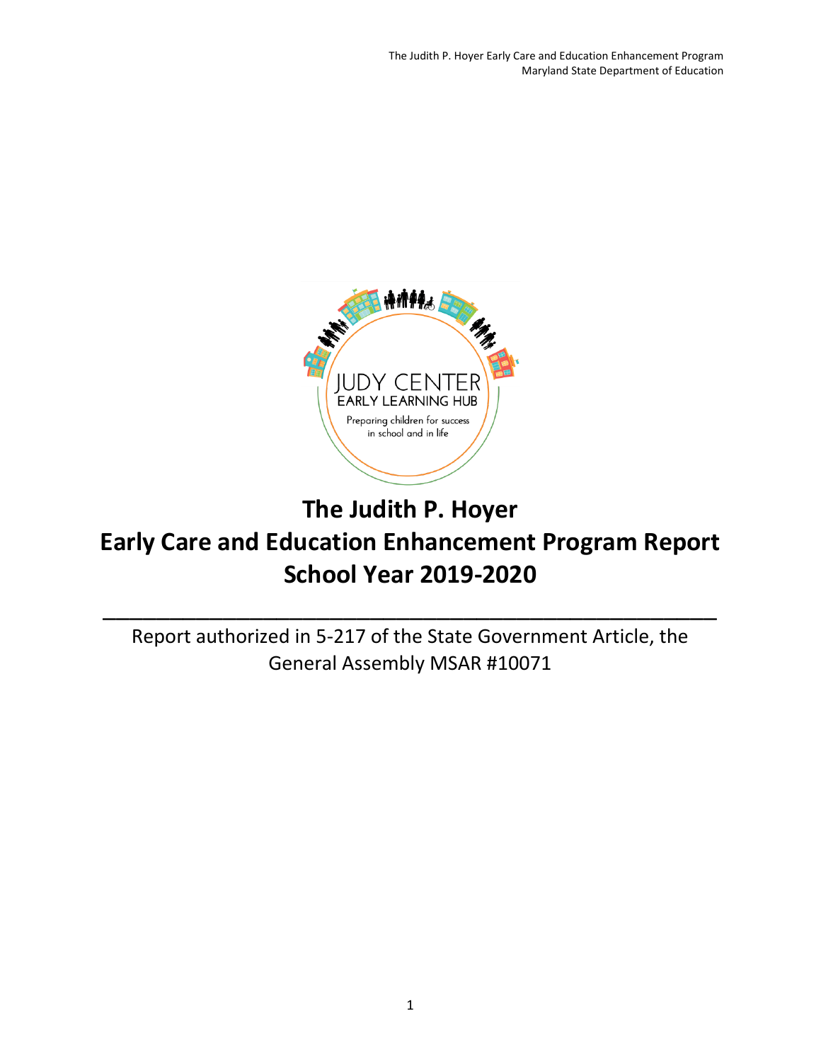# The Judith P. Hoyer Early Care and Education Enhancement Program Report School Year 2019-2020

---

Report authorized in 5-217 of the State Government Article, the General Assembly MSAR #10071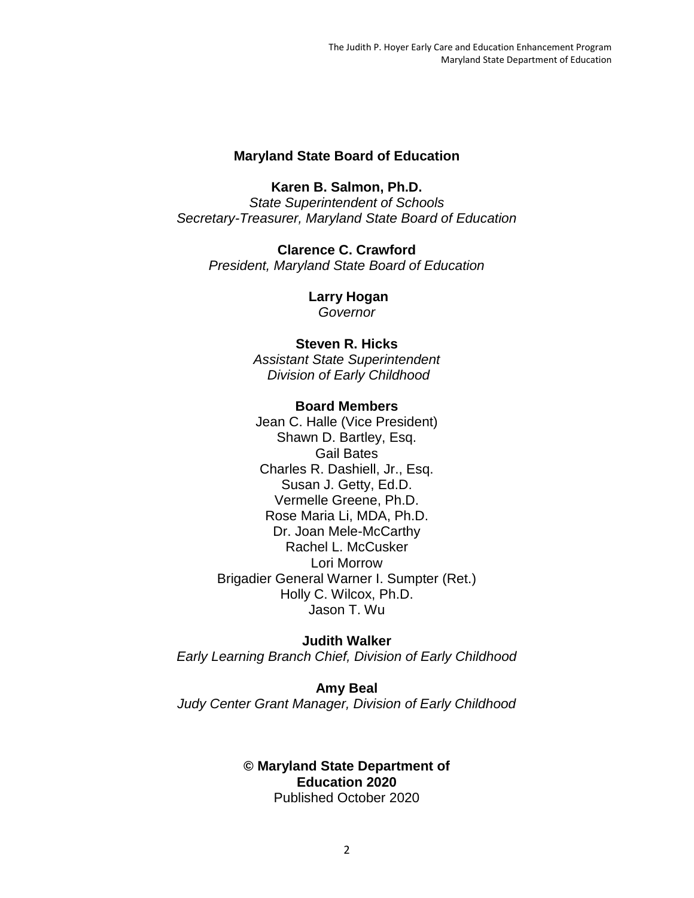**Maryland State Board of Education**

**Karen B. Salmon, Ph.D.**
*State Superintendent of Schools*
*Secretary-Treasurer, Maryland State Board of Education*

**Clarence C. Crawford**
*President, Maryland State Board of Education*

**Larry Hogan**
*Governor*

**Steven R. Hicks**
*Assistant State Superintendent*
*Division of Early Childhood*

**Board Members**
Jean C. Halle (Vice President)
Shawn D. Bartley, Esq.
Gail Bates
Charles R. Dashiell, Jr., Esq.
Susan J. Getty, Ed.D.
Vermelle Greene, Ph.D.
Rose Maria Li, MDA, Ph.D.
Dr. Joan Mele-McCarthy
Rachel L. McCusker
Lori Morrow
Brigadier General Warner I. Sumpter (Ret.)
Holly C. Wilcox, Ph.D.
Jason T. Wu

**Judith Walker**
*Early Learning Branch Chief, Division of Early Childhood*

**Amy Beal**
*Judy Center Grant Manager, Division of Early Childhood*

**© Maryland State Department of Education 2020**
Published October 2020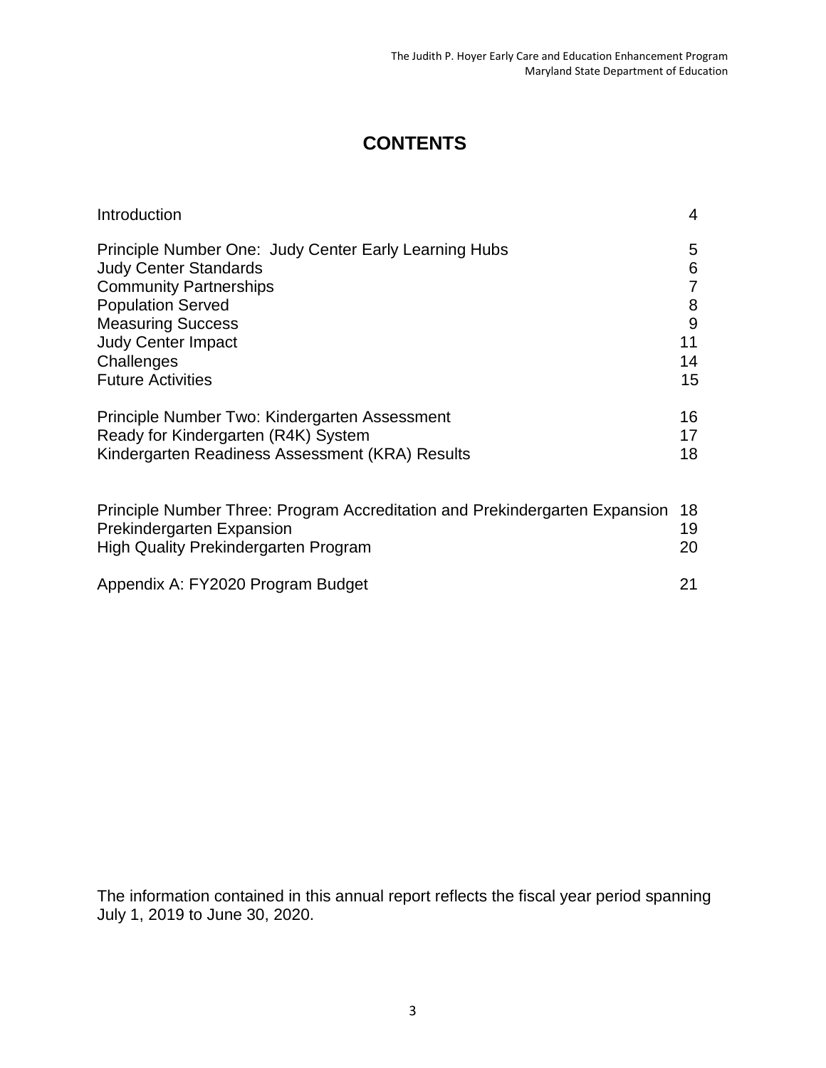# CONTENTS

| | |
|---|---|
| Introduction | 4 |
| Principle Number One: Judy Center Early Learning Hubs | 5 |
| Judy Center Standards | 6 |
| Community Partnerships | 7 |
| Population Served | 8 |
| Measuring Success | 9 |
| Judy Center Impact | 11 |
| Challenges | 14 |
| Future Activities | 15 |
| Principle Number Two: Kindergarten Assessment | 16 |
| Ready for Kindergarten (R4K) System | 17 |
| Kindergarten Readiness Assessment (KRA) Results | 18 |
| Principle Number Three: Program Accreditation and Prekindergarten Expansion | 18 |
| Prekindergarten Expansion | 19 |
| High Quality Prekindergarten Program | 20 |
| Appendix A: FY2020 Program Budget | 21 |

The information contained in this annual report reflects the fiscal year period spanning July 1, 2019 to June 30, 2020.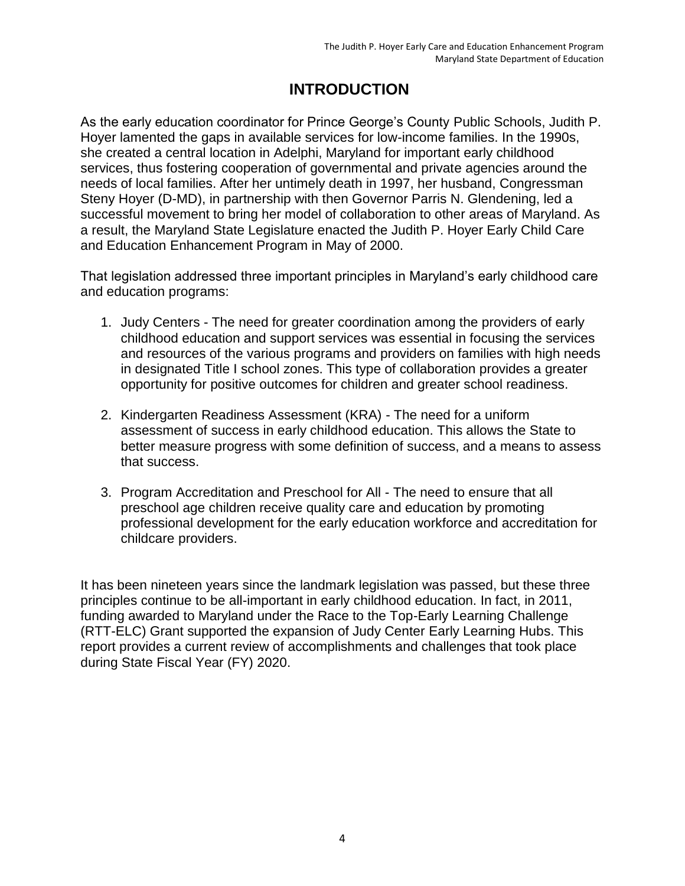# INTRODUCTION

As the early education coordinator for Prince George's County Public Schools, Judith P. Hoyer lamented the gaps in available services for low-income families. In the 1990s, she created a central location in Adelphi, Maryland for important early childhood services, thus fostering cooperation of governmental and private agencies around the needs of local families. After her untimely death in 1997, her husband, Congressman Steny Hoyer (D-MD), in partnership with then Governor Parris N. Glendening, led a successful movement to bring her model of collaboration to other areas of Maryland. As a result, the Maryland State Legislature enacted the Judith P. Hoyer Early Child Care and Education Enhancement Program in May of 2000.

That legislation addressed three important principles in Maryland's early childhood care and education programs:

1. Judy Centers - The need for greater coordination among the providers of early childhood education and support services was essential in focusing the services and resources of the various programs and providers on families with high needs in designated Title I school zones. This type of collaboration provides a greater opportunity for positive outcomes for children and greater school readiness.

2. Kindergarten Readiness Assessment (KRA) - The need for a uniform assessment of success in early childhood education. This allows the State to better measure progress with some definition of success, and a means to assess that success.

3. Program Accreditation and Preschool for All - The need to ensure that all preschool age children receive quality care and education by promoting professional development for the early education workforce and accreditation for childcare providers.

It has been nineteen years since the landmark legislation was passed, but these three principles continue to be all-important in early childhood education. In fact, in 2011, funding awarded to Maryland under the Race to the Top-Early Learning Challenge (RTT-ELC) Grant supported the expansion of Judy Center Early Learning Hubs. This report provides a current review of accomplishments and challenges that took place during State Fiscal Year (FY) 2020.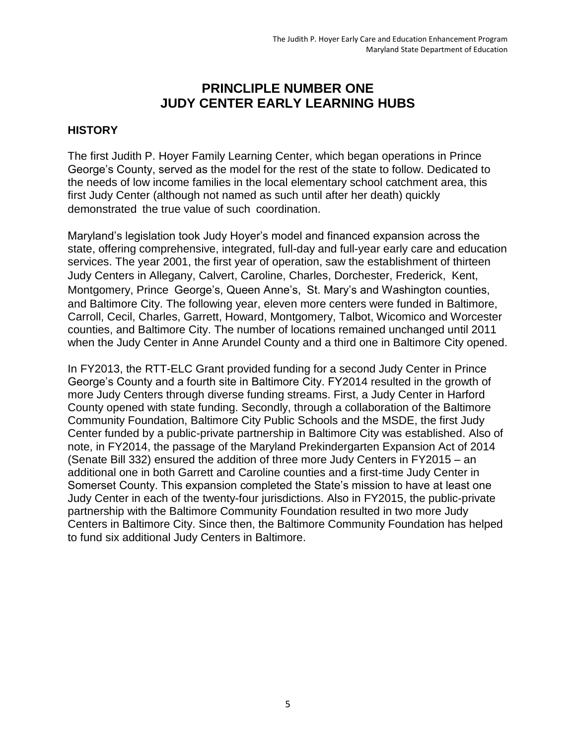# PRINCLIPLE NUMBER ONE
# JUDY CENTER EARLY LEARNING HUBS

## HISTORY

The first Judith P. Hoyer Family Learning Center, which began operations in Prince George's County, served as the model for the rest of the state to follow. Dedicated to the needs of low income families in the local elementary school catchment area, this first Judy Center (although not named as such until after her death) quickly demonstrated the true value of such coordination.

Maryland's legislation took Judy Hoyer's model and financed expansion across the state, offering comprehensive, integrated, full-day and full-year early care and education services. The year 2001, the first year of operation, saw the establishment of thirteen Judy Centers in Allegany, Calvert, Caroline, Charles, Dorchester, Frederick, Kent, Montgomery, Prince George's, Queen Anne's, St. Mary's and Washington counties, and Baltimore City. The following year, eleven more centers were funded in Baltimore, Carroll, Cecil, Charles, Garrett, Howard, Montgomery, Talbot, Wicomico and Worcester counties, and Baltimore City. The number of locations remained unchanged until 2011 when the Judy Center in Anne Arundel County and a third one in Baltimore City opened.

In FY2013, the RTT-ELC Grant provided funding for a second Judy Center in Prince George's County and a fourth site in Baltimore City. FY2014 resulted in the growth of more Judy Centers through diverse funding streams. First, a Judy Center in Harford County opened with state funding. Secondly, through a collaboration of the Baltimore Community Foundation, Baltimore City Public Schools and the MSDE, the first Judy Center funded by a public-private partnership in Baltimore City was established. Also of note, in FY2014, the passage of the Maryland Prekindergarten Expansion Act of 2014 (Senate Bill 332) ensured the addition of three more Judy Centers in FY2015 – an additional one in both Garrett and Caroline counties and a first-time Judy Center in Somerset County. This expansion completed the State's mission to have at least one Judy Center in each of the twenty-four jurisdictions. Also in FY2015, the public-private partnership with the Baltimore Community Foundation resulted in two more Judy Centers in Baltimore City. Since then, the Baltimore Community Foundation has helped to fund six additional Judy Centers in Baltimore.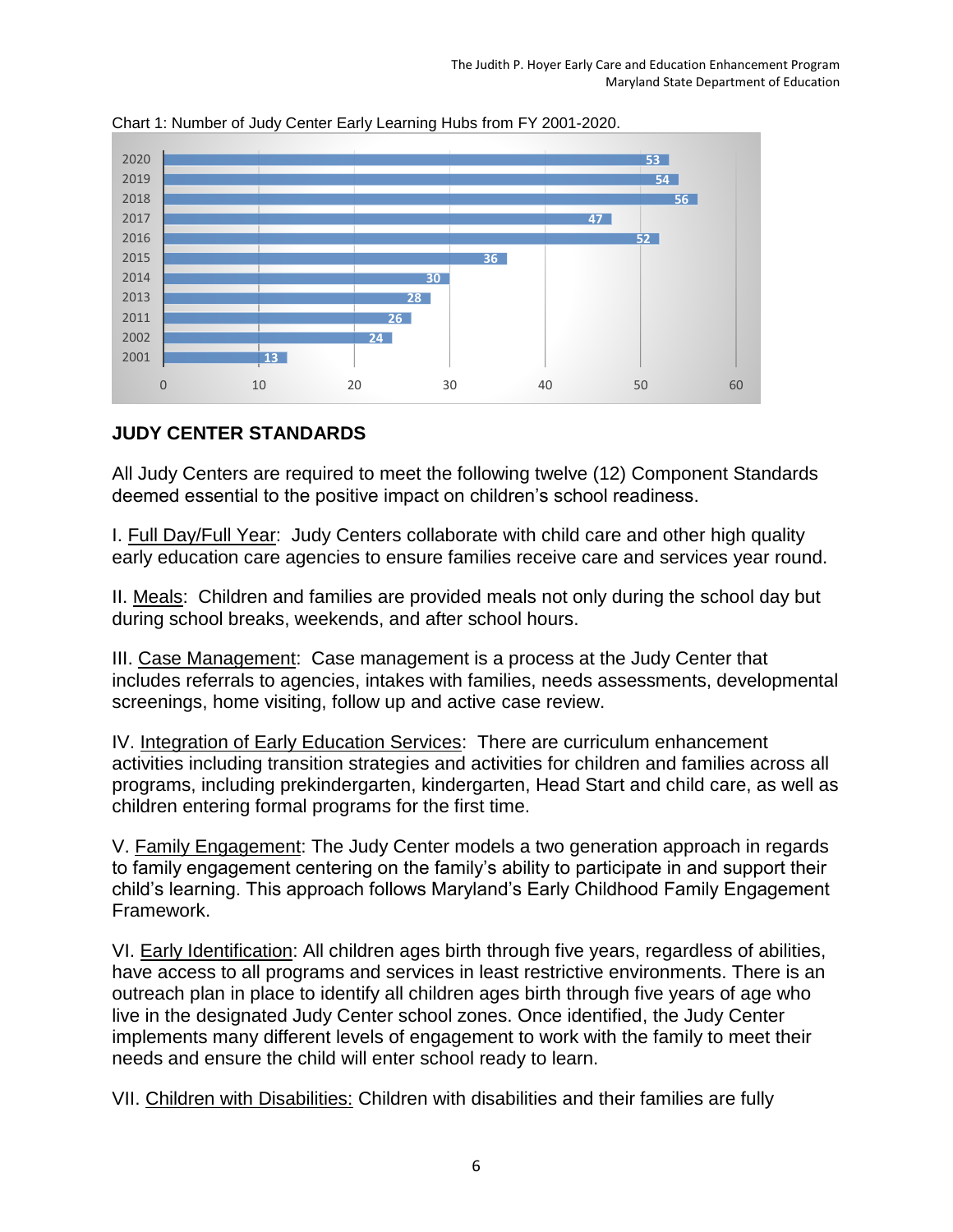Chart 1: Number of Judy Center Early Learning Hubs from FY 2001-2020.

| Year | Number |
|---|---|
| 2020 | 53 |
| 2019 | 54 |
| 2018 | 56 |
| 2017 | 47 |
| 2016 | 52 |
| 2015 | 36 |
| 2014 | 30 |
| 2013 | 28 |
| 2011 | 26 |
| 2002 | 24 |
| 2001 | 13 |

## JUDY CENTER STANDARDS

All Judy Centers are required to meet the following twelve (12) Component Standards deemed essential to the positive impact on children's school readiness.

I. Full Day/Full Year: Judy Centers collaborate with child care and other high quality early education care agencies to ensure families receive care and services year round.

II. Meals: Children and families are provided meals not only during the school day but during school breaks, weekends, and after school hours.

III. Case Management: Case management is a process at the Judy Center that includes referrals to agencies, intakes with families, needs assessments, developmental screenings, home visiting, follow up and active case review.

IV. Integration of Early Education Services: There are curriculum enhancement activities including transition strategies and activities for children and families across all programs, including prekindergarten, kindergarten, Head Start and child care, as well as children entering formal programs for the first time.

V. Family Engagement: The Judy Center models a two generation approach in regards to family engagement centering on the family's ability to participate in and support their child's learning. This approach follows Maryland's Early Childhood Family Engagement Framework.

VI. Early Identification: All children ages birth through five years, regardless of abilities, have access to all programs and services in least restrictive environments. There is an outreach plan in place to identify all children ages birth through five years of age who live in the designated Judy Center school zones. Once identified, the Judy Center implements many different levels of engagement to work with the family to meet their needs and ensure the child will enter school ready to learn.

VII. Children with Disabilities: Children with disabilities and their families are fully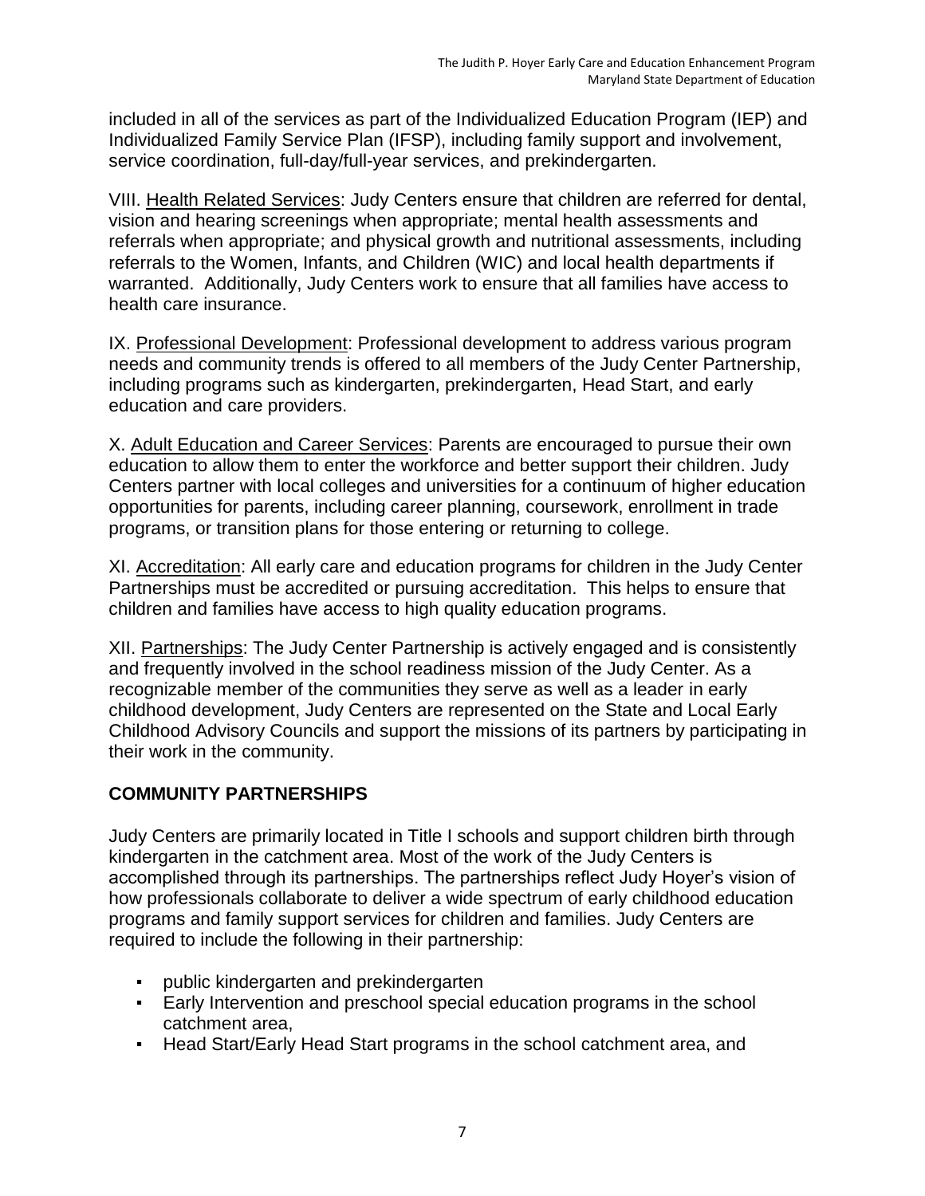included in all of the services as part of the Individualized Education Program (IEP) and Individualized Family Service Plan (IFSP), including family support and involvement, service coordination, full-day/full-year services, and prekindergarten.

VIII. Health Related Services: Judy Centers ensure that children are referred for dental, vision and hearing screenings when appropriate; mental health assessments and referrals when appropriate; and physical growth and nutritional assessments, including referrals to the Women, Infants, and Children (WIC) and local health departments if warranted. Additionally, Judy Centers work to ensure that all families have access to health care insurance.

IX. Professional Development: Professional development to address various program needs and community trends is offered to all members of the Judy Center Partnership, including programs such as kindergarten, prekindergarten, Head Start, and early education and care providers.

X. Adult Education and Career Services: Parents are encouraged to pursue their own education to allow them to enter the workforce and better support their children. Judy Centers partner with local colleges and universities for a continuum of higher education opportunities for parents, including career planning, coursework, enrollment in trade programs, or transition plans for those entering or returning to college.

XI. Accreditation: All early care and education programs for children in the Judy Center Partnerships must be accredited or pursuing accreditation. This helps to ensure that children and families have access to high quality education programs.

XII. Partnerships: The Judy Center Partnership is actively engaged and is consistently and frequently involved in the school readiness mission of the Judy Center. As a recognizable member of the communities they serve as well as a leader in early childhood development, Judy Centers are represented on the State and Local Early Childhood Advisory Councils and support the missions of its partners by participating in their work in the community.

## COMMUNITY PARTNERSHIPS

Judy Centers are primarily located in Title I schools and support children birth through kindergarten in the catchment area. Most of the work of the Judy Centers is accomplished through its partnerships. The partnerships reflect Judy Hoyer's vision of how professionals collaborate to deliver a wide spectrum of early childhood education programs and family support services for children and families. Judy Centers are required to include the following in their partnership:

- public kindergarten and prekindergarten
- Early Intervention and preschool special education programs in the school catchment area,
- Head Start/Early Head Start programs in the school catchment area, and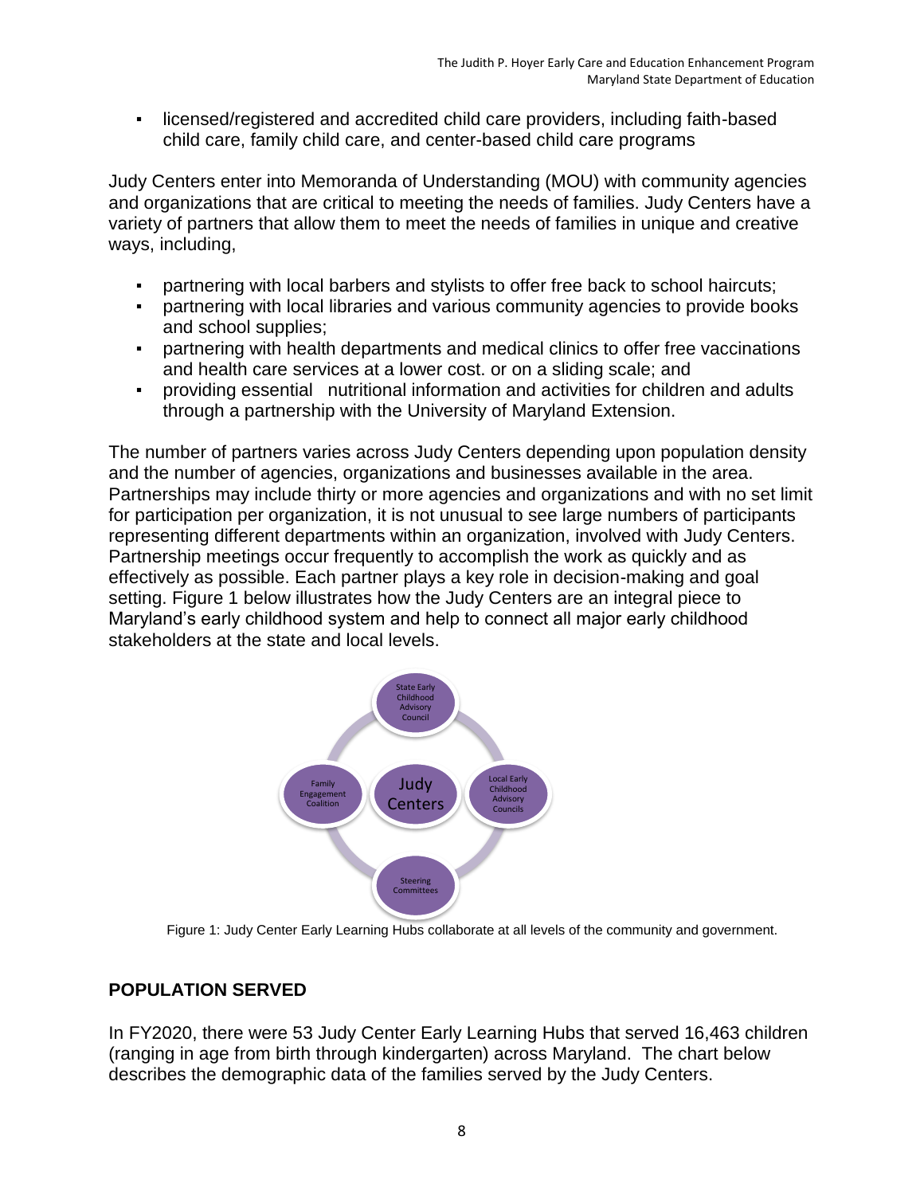- licensed/registered and accredited child care providers, including faith-based child care, family child care, and center-based child care programs

Judy Centers enter into Memoranda of Understanding (MOU) with community agencies and organizations that are critical to meeting the needs of families. Judy Centers have a variety of partners that allow them to meet the needs of families in unique and creative ways, including,

- partnering with local barbers and stylists to offer free back to school haircuts;
- partnering with local libraries and various community agencies to provide books and school supplies;
- partnering with health departments and medical clinics to offer free vaccinations and health care services at a lower cost. or on a sliding scale; and
- providing essential nutritional information and activities for children and adults through a partnership with the University of Maryland Extension.

The number of partners varies across Judy Centers depending upon population density and the number of agencies, organizations and businesses available in the area. Partnerships may include thirty or more agencies and organizations and with no set limit for participation per organization, it is not unusual to see large numbers of participants representing different departments within an organization, involved with Judy Centers. Partnership meetings occur frequently to accomplish the work as quickly and as effectively as possible. Each partner plays a key role in decision-making and goal setting. Figure 1 below illustrates how the Judy Centers are an integral piece to Maryland's early childhood system and help to connect all major early childhood stakeholders at the state and local levels.

State Early Childhood Advisory Council

Family Engagement Coalition

Judy Centers

Local Early Childhood Advisory Councils

Steering Committees

Figure 1: Judy Center Early Learning Hubs collaborate at all levels of the community and government.

## POPULATION SERVED

In FY2020, there were 53 Judy Center Early Learning Hubs that served 16,463 children (ranging in age from birth through kindergarten) across Maryland. The chart below describes the demographic data of the families served by the Judy Centers.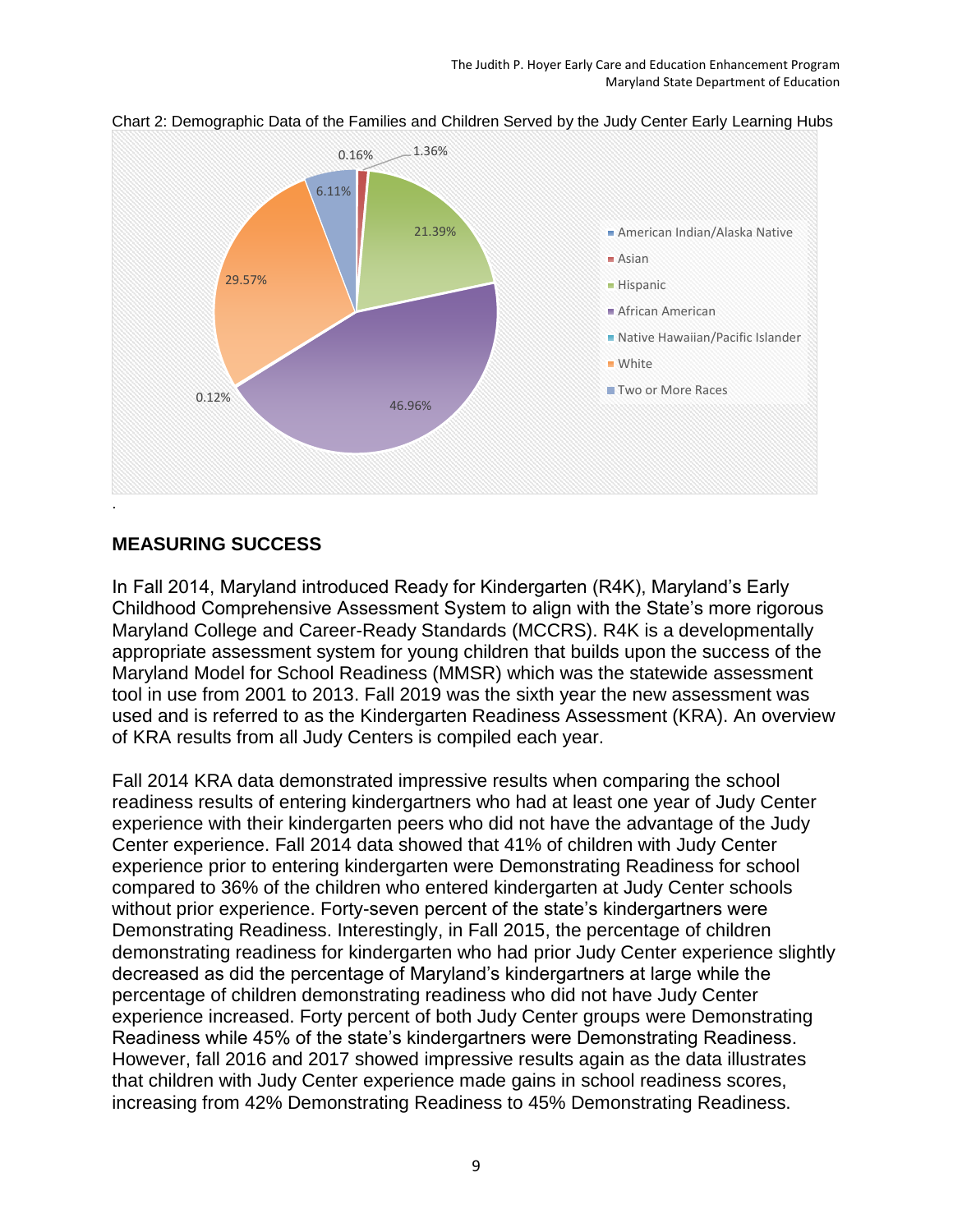Chart 2: Demographic Data of the Families and Children Served by the Judy Center Early Learning Hubs

| Category | Percentage |
| --- | --- |
| American Indian/Alaska Native | 0.16% |
| Asian | 1.36% |
| Hispanic | 21.39% |
| African American | 46.96% |
| Native Hawaiian/Pacific Islander | 0.12% |
| White | 29.57% |
| Two or More Races | 6.11% |

## MEASURING SUCCESS

In Fall 2014, Maryland introduced Ready for Kindergarten (R4K), Maryland's Early Childhood Comprehensive Assessment System to align with the State's more rigorous Maryland College and Career-Ready Standards (MCCRS). R4K is a developmentally appropriate assessment system for young children that builds upon the success of the Maryland Model for School Readiness (MMSR) which was the statewide assessment tool in use from 2001 to 2013. Fall 2019 was the sixth year the new assessment was used and is referred to as the Kindergarten Readiness Assessment (KRA). An overview of KRA results from all Judy Centers is compiled each year.

Fall 2014 KRA data demonstrated impressive results when comparing the school readiness results of entering kindergartners who had at least one year of Judy Center experience with their kindergarten peers who did not have the advantage of the Judy Center experience. Fall 2014 data showed that 41% of children with Judy Center experience prior to entering kindergarten were Demonstrating Readiness for school compared to 36% of the children who entered kindergarten at Judy Center schools without prior experience. Forty-seven percent of the state's kindergartners were Demonstrating Readiness. Interestingly, in Fall 2015, the percentage of children demonstrating readiness for kindergarten who had prior Judy Center experience slightly decreased as did the percentage of Maryland's kindergartners at large while the percentage of children demonstrating readiness who did not have Judy Center experience increased. Forty percent of both Judy Center groups were Demonstrating Readiness while 45% of the state's kindergartners were Demonstrating Readiness. However, fall 2016 and 2017 showed impressive results again as the data illustrates that children with Judy Center experience made gains in school readiness scores, increasing from 42% Demonstrating Readiness to 45% Demonstrating Readiness.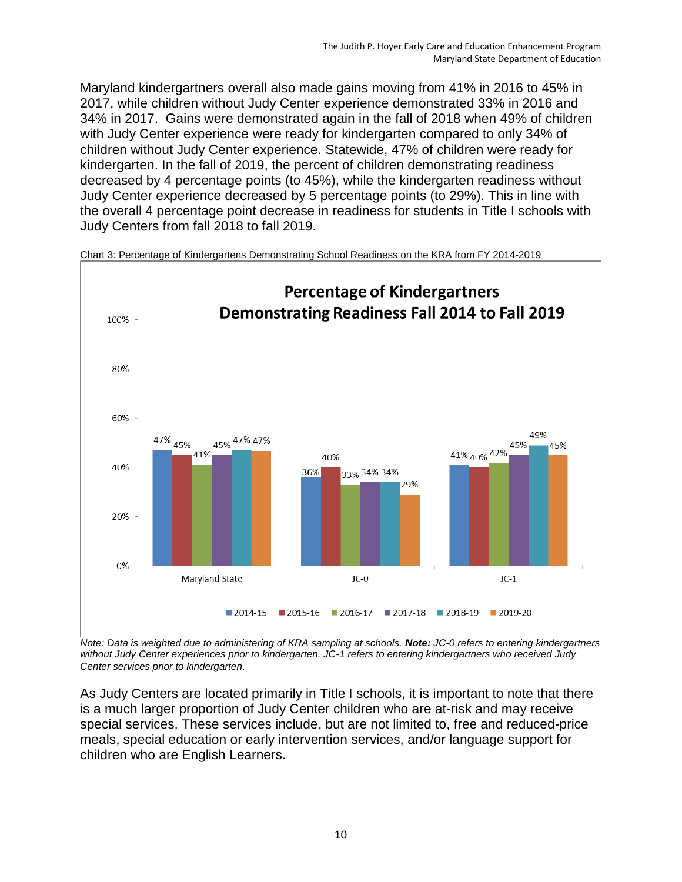Maryland kindergartners overall also made gains moving from 41% in 2016 to 45% in 2017, while children without Judy Center experience demonstrated 33% in 2016 and 34% in 2017. Gains were demonstrated again in the fall of 2018 when 49% of children with Judy Center experience were ready for kindergarten compared to only 34% of children without Judy Center experience. Statewide, 47% of children were ready for kindergarten. In the fall of 2019, the percent of children demonstrating readiness decreased by 4 percentage points (to 45%), while the kindergarten readiness without Judy Center experience decreased by 5 percentage points (to 29%). This in line with the overall 4 percentage point decrease in readiness for students in Title I schools with Judy Centers from fall 2018 to fall 2019.

Chart 3: Percentage of Kindergartens Demonstrating School Readiness on the KRA from FY 2014-2019

**Percentage of Kindergartners Demonstrating Readiness Fall 2014 to Fall 2019**

| | 2014-15 | 2015-16 | 2016-17 | 2017-18 | 2018-19 | 2019-20 |
|---|---|---|---|---|---|---|
| Maryland State | 47% | 45% | 41% | 45% | 47% | 47% |
| JC-0 | 36% | 40% | 33% | 34% | 34% | 29% |
| JC-1 | 41% | 40% | 42% | 45% | 49% | 45% |

*Note: Data is weighted due to administering of KRA sampling at schools.* ***Note:*** *JC-0 refers to entering kindergartners without Judy Center experiences prior to kindergarten. JC-1 refers to entering kindergartners who received Judy Center services prior to kindergarten.*

As Judy Centers are located primarily in Title I schools, it is important to note that there is a much larger proportion of Judy Center children who are at-risk and may receive special services. These services include, but are not limited to, free and reduced-price meals, special education or early intervention services, and/or language support for children who are English Learners.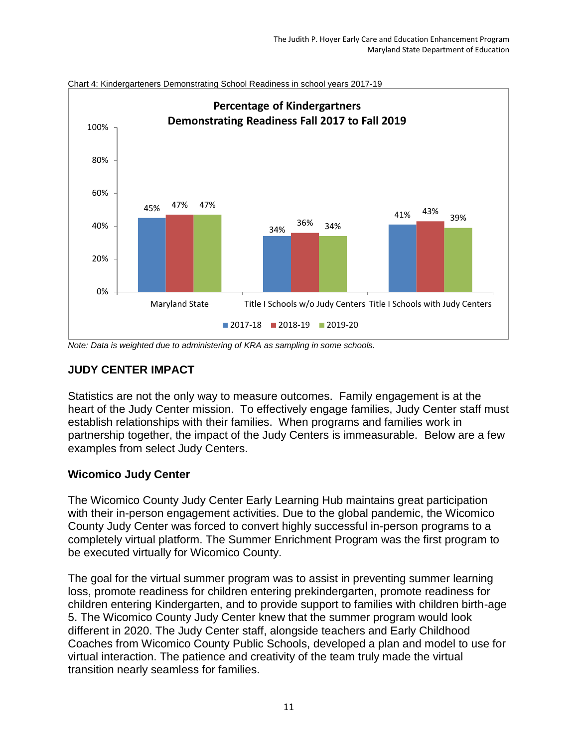Chart 4: Kindergarteners Demonstrating School Readiness in school years 2017-19

**Percentage of Kindergartners Demonstrating Readiness Fall 2017 to Fall 2019**

| | 2017-18 | 2018-19 | 2019-20 |
|---|---|---|---|
| Maryland State | 45% | 47% | 47% |
| Title I Schools w/o Judy Centers | 34% | 36% | 34% |
| Title I Schools with Judy Centers | 41% | 43% | 39% |

*Note: Data is weighted due to administering of KRA as sampling in some schools.*

## JUDY CENTER IMPACT

Statistics are not the only way to measure outcomes. Family engagement is at the heart of the Judy Center mission. To effectively engage families, Judy Center staff must establish relationships with their families. When programs and families work in partnership together, the impact of the Judy Centers is immeasurable. Below are a few examples from select Judy Centers.

### Wicomico Judy Center

The Wicomico County Judy Center Early Learning Hub maintains great participation with their in-person engagement activities. Due to the global pandemic, the Wicomico County Judy Center was forced to convert highly successful in-person programs to a completely virtual platform. The Summer Enrichment Program was the first program to be executed virtually for Wicomico County.

The goal for the virtual summer program was to assist in preventing summer learning loss, promote readiness for children entering prekindergarten, promote readiness for children entering Kindergarten, and to provide support to families with children birth-age 5. The Wicomico County Judy Center knew that the summer program would look different in 2020. The Judy Center staff, alongside teachers and Early Childhood Coaches from Wicomico County Public Schools, developed a plan and model to use for virtual interaction. The patience and creativity of the team truly made the virtual transition nearly seamless for families.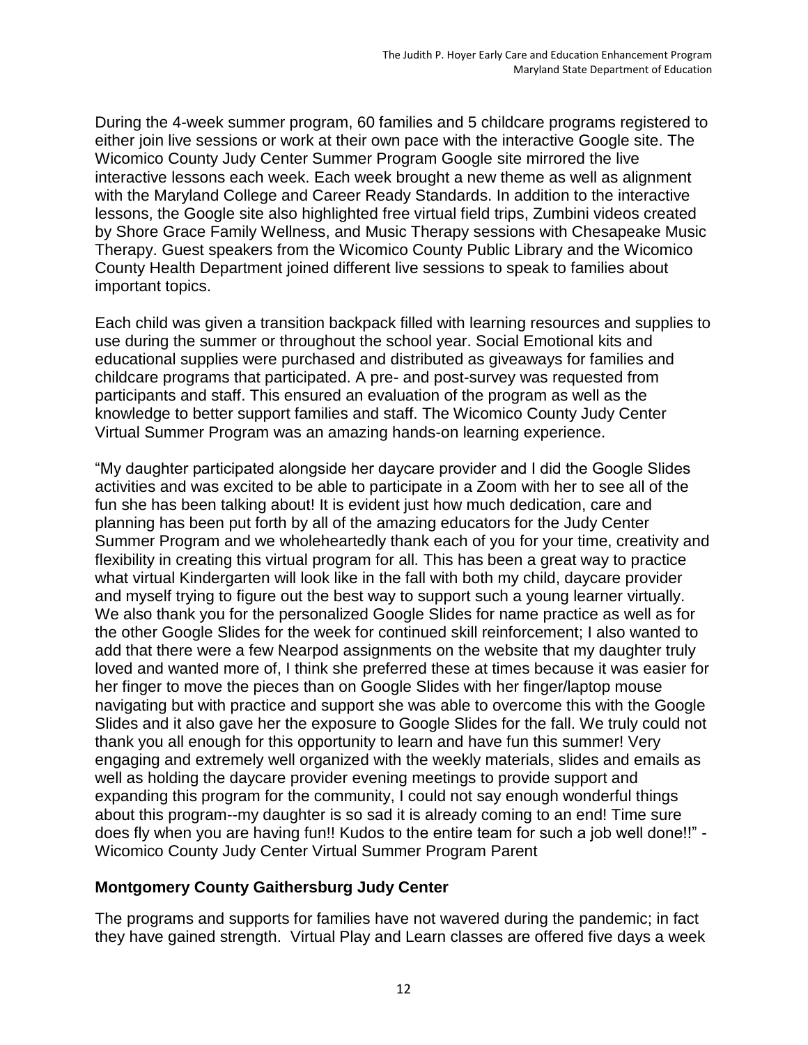During the 4-week summer program, 60 families and 5 childcare programs registered to either join live sessions or work at their own pace with the interactive Google site. The Wicomico County Judy Center Summer Program Google site mirrored the live interactive lessons each week. Each week brought a new theme as well as alignment with the Maryland College and Career Ready Standards. In addition to the interactive lessons, the Google site also highlighted free virtual field trips, Zumbini videos created by Shore Grace Family Wellness, and Music Therapy sessions with Chesapeake Music Therapy. Guest speakers from the Wicomico County Public Library and the Wicomico County Health Department joined different live sessions to speak to families about important topics.

Each child was given a transition backpack filled with learning resources and supplies to use during the summer or throughout the school year. Social Emotional kits and educational supplies were purchased and distributed as giveaways for families and childcare programs that participated. A pre- and post-survey was requested from participants and staff. This ensured an evaluation of the program as well as the knowledge to better support families and staff. The Wicomico County Judy Center Virtual Summer Program was an amazing hands-on learning experience.

"My daughter participated alongside her daycare provider and I did the Google Slides activities and was excited to be able to participate in a Zoom with her to see all of the fun she has been talking about! It is evident just how much dedication, care and planning has been put forth by all of the amazing educators for the Judy Center Summer Program and we wholeheartedly thank each of you for your time, creativity and flexibility in creating this virtual program for all. This has been a great way to practice what virtual Kindergarten will look like in the fall with both my child, daycare provider and myself trying to figure out the best way to support such a young learner virtually. We also thank you for the personalized Google Slides for name practice as well as for the other Google Slides for the week for continued skill reinforcement; I also wanted to add that there were a few Nearpod assignments on the website that my daughter truly loved and wanted more of, I think she preferred these at times because it was easier for her finger to move the pieces than on Google Slides with her finger/laptop mouse navigating but with practice and support she was able to overcome this with the Google Slides and it also gave her the exposure to Google Slides for the fall. We truly could not thank you all enough for this opportunity to learn and have fun this summer! Very engaging and extremely well organized with the weekly materials, slides and emails as well as holding the daycare provider evening meetings to provide support and expanding this program for the community, I could not say enough wonderful things about this program--my daughter is so sad it is already coming to an end! Time sure does fly when you are having fun!! Kudos to the entire team for such a job well done!!" - Wicomico County Judy Center Virtual Summer Program Parent

### Montgomery County Gaithersburg Judy Center

The programs and supports for families have not wavered during the pandemic; in fact they have gained strength. Virtual Play and Learn classes are offered five days a week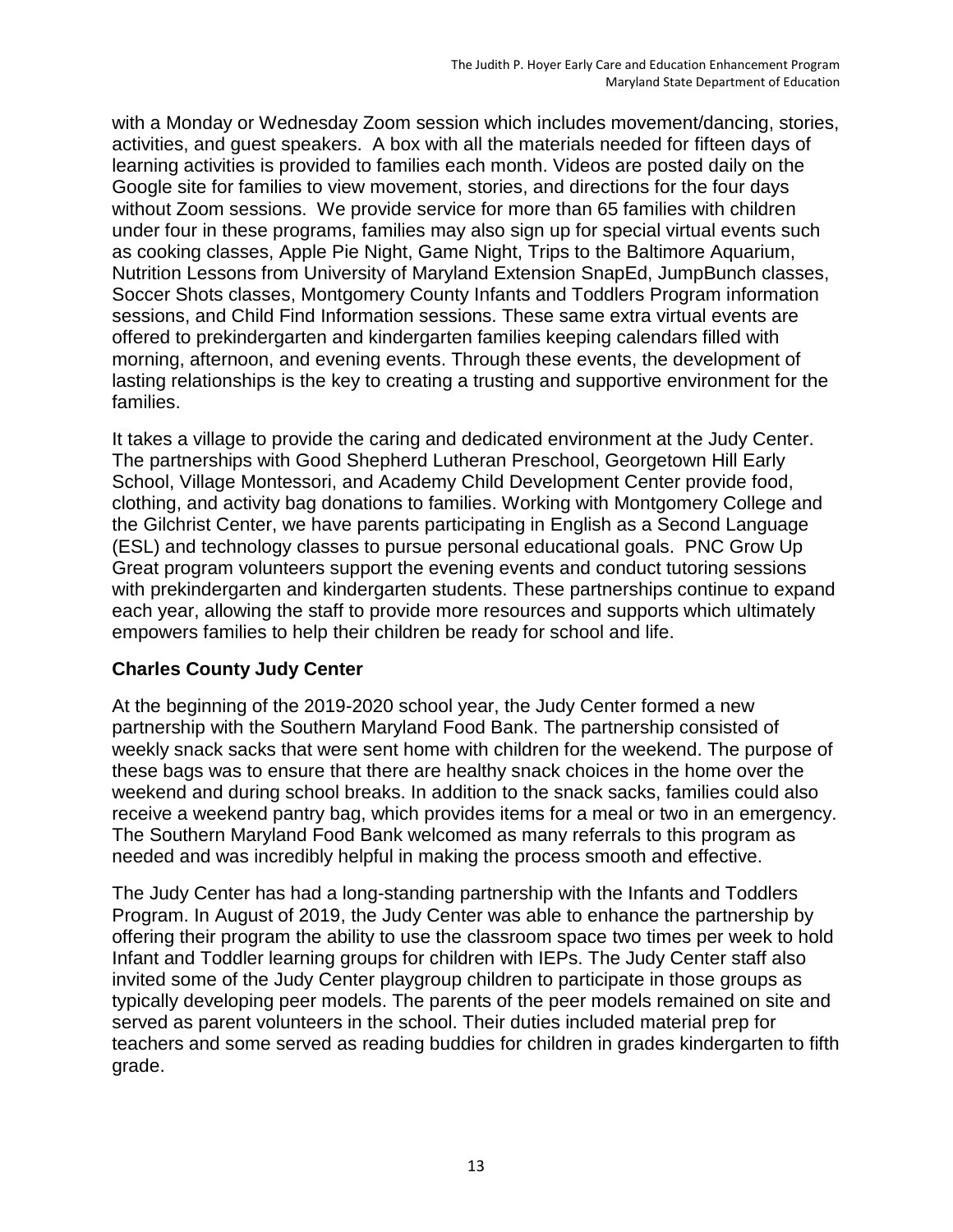with a Monday or Wednesday Zoom session which includes movement/dancing, stories, activities, and guest speakers. A box with all the materials needed for fifteen days of learning activities is provided to families each month. Videos are posted daily on the Google site for families to view movement, stories, and directions for the four days without Zoom sessions. We provide service for more than 65 families with children under four in these programs, families may also sign up for special virtual events such as cooking classes, Apple Pie Night, Game Night, Trips to the Baltimore Aquarium, Nutrition Lessons from University of Maryland Extension SnapEd, JumpBunch classes, Soccer Shots classes, Montgomery County Infants and Toddlers Program information sessions, and Child Find Information sessions. These same extra virtual events are offered to prekindergarten and kindergarten families keeping calendars filled with morning, afternoon, and evening events. Through these events, the development of lasting relationships is the key to creating a trusting and supportive environment for the families.

It takes a village to provide the caring and dedicated environment at the Judy Center. The partnerships with Good Shepherd Lutheran Preschool, Georgetown Hill Early School, Village Montessori, and Academy Child Development Center provide food, clothing, and activity bag donations to families. Working with Montgomery College and the Gilchrist Center, we have parents participating in English as a Second Language (ESL) and technology classes to pursue personal educational goals. PNC Grow Up Great program volunteers support the evening events and conduct tutoring sessions with prekindergarten and kindergarten students. These partnerships continue to expand each year, allowing the staff to provide more resources and supports which ultimately empowers families to help their children be ready for school and life.

### Charles County Judy Center

At the beginning of the 2019-2020 school year, the Judy Center formed a new partnership with the Southern Maryland Food Bank. The partnership consisted of weekly snack sacks that were sent home with children for the weekend. The purpose of these bags was to ensure that there are healthy snack choices in the home over the weekend and during school breaks. In addition to the snack sacks, families could also receive a weekend pantry bag, which provides items for a meal or two in an emergency. The Southern Maryland Food Bank welcomed as many referrals to this program as needed and was incredibly helpful in making the process smooth and effective.

The Judy Center has had a long-standing partnership with the Infants and Toddlers Program. In August of 2019, the Judy Center was able to enhance the partnership by offering their program the ability to use the classroom space two times per week to hold Infant and Toddler learning groups for children with IEPs. The Judy Center staff also invited some of the Judy Center playgroup children to participate in those groups as typically developing peer models. The parents of the peer models remained on site and served as parent volunteers in the school. Their duties included material prep for teachers and some served as reading buddies for children in grades kindergarten to fifth grade.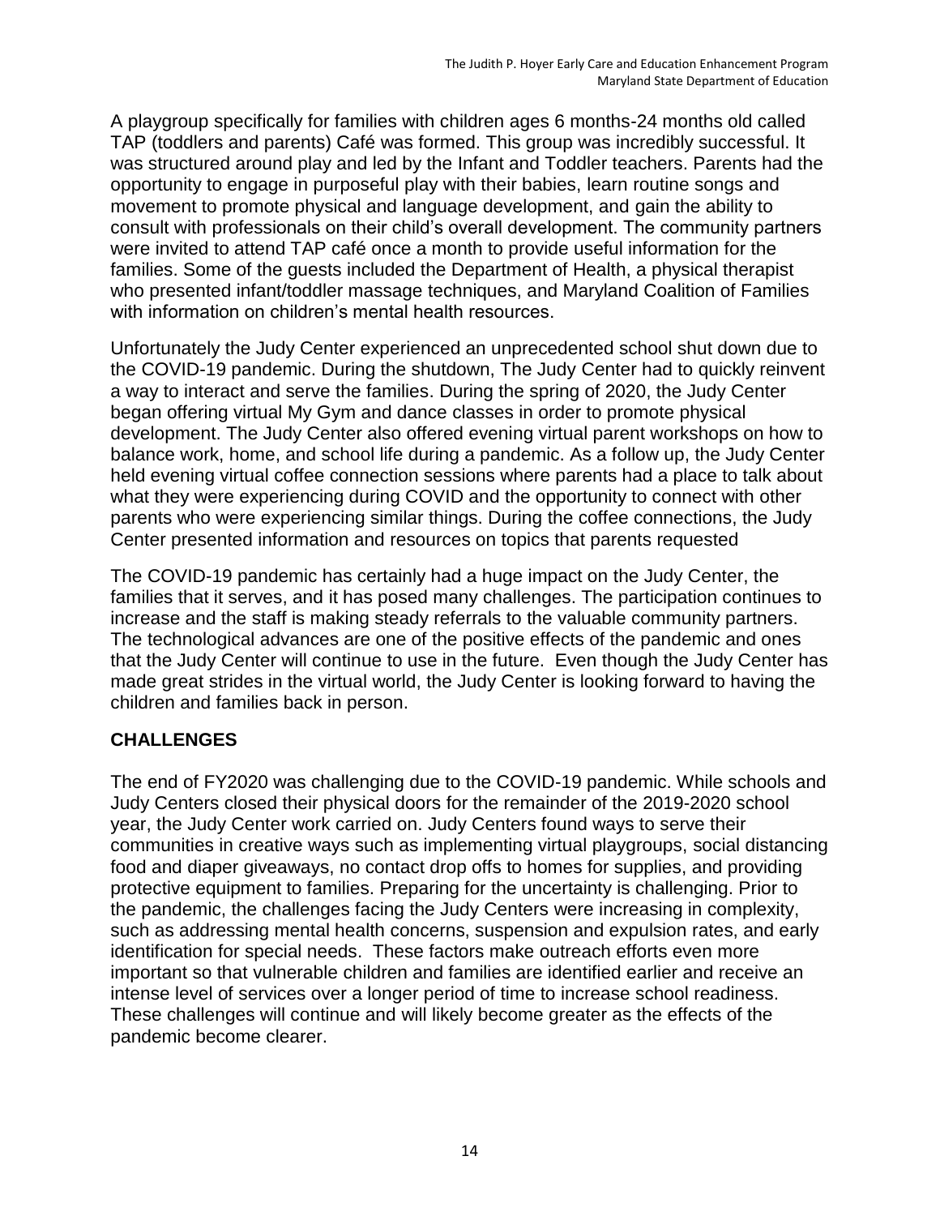A playgroup specifically for families with children ages 6 months-24 months old called TAP (toddlers and parents) Café was formed. This group was incredibly successful. It was structured around play and led by the Infant and Toddler teachers. Parents had the opportunity to engage in purposeful play with their babies, learn routine songs and movement to promote physical and language development, and gain the ability to consult with professionals on their child's overall development. The community partners were invited to attend TAP café once a month to provide useful information for the families. Some of the guests included the Department of Health, a physical therapist who presented infant/toddler massage techniques, and Maryland Coalition of Families with information on children's mental health resources.

Unfortunately the Judy Center experienced an unprecedented school shut down due to the COVID-19 pandemic. During the shutdown, The Judy Center had to quickly reinvent a way to interact and serve the families. During the spring of 2020, the Judy Center began offering virtual My Gym and dance classes in order to promote physical development. The Judy Center also offered evening virtual parent workshops on how to balance work, home, and school life during a pandemic. As a follow up, the Judy Center held evening virtual coffee connection sessions where parents had a place to talk about what they were experiencing during COVID and the opportunity to connect with other parents who were experiencing similar things. During the coffee connections, the Judy Center presented information and resources on topics that parents requested

The COVID-19 pandemic has certainly had a huge impact on the Judy Center, the families that it serves, and it has posed many challenges. The participation continues to increase and the staff is making steady referrals to the valuable community partners. The technological advances are one of the positive effects of the pandemic and ones that the Judy Center will continue to use in the future. Even though the Judy Center has made great strides in the virtual world, the Judy Center is looking forward to having the children and families back in person.

## CHALLENGES

The end of FY2020 was challenging due to the COVID-19 pandemic. While schools and Judy Centers closed their physical doors for the remainder of the 2019-2020 school year, the Judy Center work carried on. Judy Centers found ways to serve their communities in creative ways such as implementing virtual playgroups, social distancing food and diaper giveaways, no contact drop offs to homes for supplies, and providing protective equipment to families. Preparing for the uncertainty is challenging. Prior to the pandemic, the challenges facing the Judy Centers were increasing in complexity, such as addressing mental health concerns, suspension and expulsion rates, and early identification for special needs. These factors make outreach efforts even more important so that vulnerable children and families are identified earlier and receive an intense level of services over a longer period of time to increase school readiness. These challenges will continue and will likely become greater as the effects of the pandemic become clearer.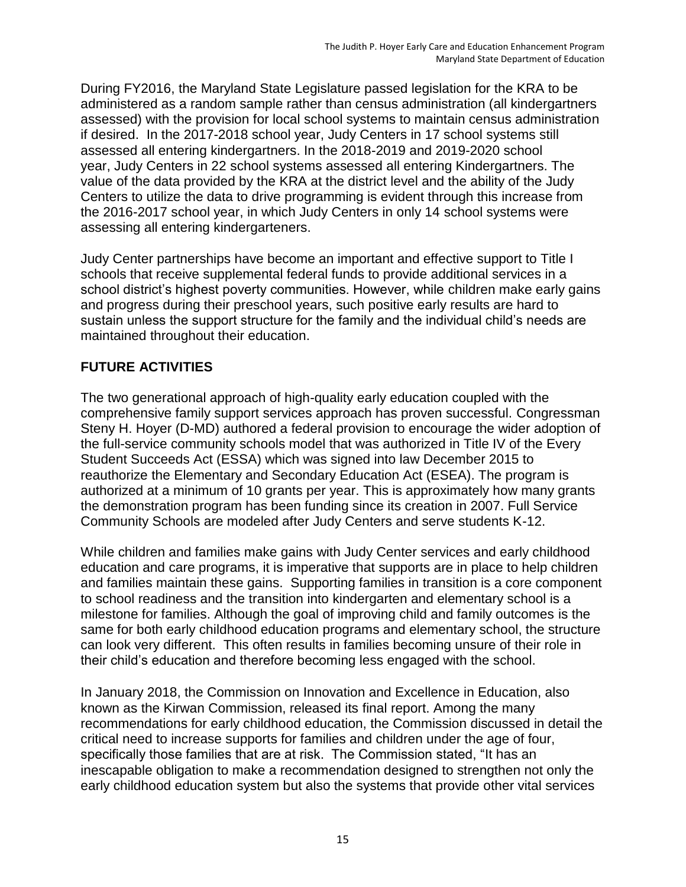During FY2016, the Maryland State Legislature passed legislation for the KRA to be administered as a random sample rather than census administration (all kindergartners assessed) with the provision for local school systems to maintain census administration if desired. In the 2017-2018 school year, Judy Centers in 17 school systems still assessed all entering kindergartners. In the 2018-2019 and 2019-2020 school year, Judy Centers in 22 school systems assessed all entering Kindergartners. The value of the data provided by the KRA at the district level and the ability of the Judy Centers to utilize the data to drive programming is evident through this increase from the 2016-2017 school year, in which Judy Centers in only 14 school systems were assessing all entering kindergarteners.

Judy Center partnerships have become an important and effective support to Title I schools that receive supplemental federal funds to provide additional services in a school district's highest poverty communities. However, while children make early gains and progress during their preschool years, such positive early results are hard to sustain unless the support structure for the family and the individual child's needs are maintained throughout their education.

## FUTURE ACTIVITIES

The two generational approach of high-quality early education coupled with the comprehensive family support services approach has proven successful. Congressman Steny H. Hoyer (D-MD) authored a federal provision to encourage the wider adoption of the full-service community schools model that was authorized in Title IV of the Every Student Succeeds Act (ESSA) which was signed into law December 2015 to reauthorize the Elementary and Secondary Education Act (ESEA). The program is authorized at a minimum of 10 grants per year. This is approximately how many grants the demonstration program has been funding since its creation in 2007. Full Service Community Schools are modeled after Judy Centers and serve students K-12.

While children and families make gains with Judy Center services and early childhood education and care programs, it is imperative that supports are in place to help children and families maintain these gains. Supporting families in transition is a core component to school readiness and the transition into kindergarten and elementary school is a milestone for families. Although the goal of improving child and family outcomes is the same for both early childhood education programs and elementary school, the structure can look very different. This often results in families becoming unsure of their role in their child's education and therefore becoming less engaged with the school.

In January 2018, the Commission on Innovation and Excellence in Education, also known as the Kirwan Commission, released its final report. Among the many recommendations for early childhood education, the Commission discussed in detail the critical need to increase supports for families and children under the age of four, specifically those families that are at risk. The Commission stated, "It has an inescapable obligation to make a recommendation designed to strengthen not only the early childhood education system but also the systems that provide other vital services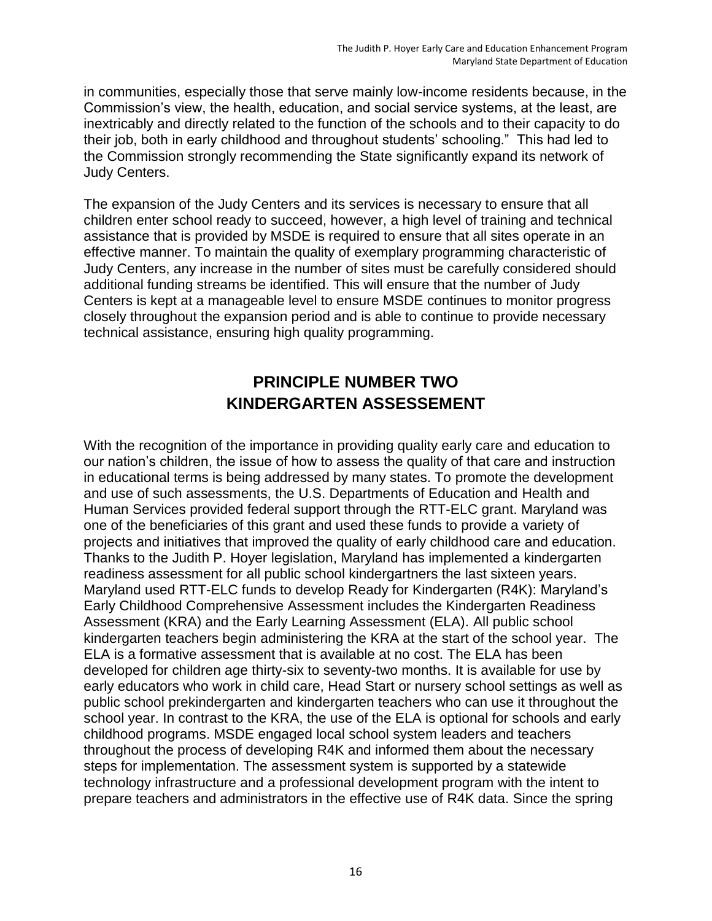in communities, especially those that serve mainly low-income residents because, in the Commission's view, the health, education, and social service systems, at the least, are inextricably and directly related to the function of the schools and to their capacity to do their job, both in early childhood and throughout students' schooling." This had led to the Commission strongly recommending the State significantly expand its network of Judy Centers.

The expansion of the Judy Centers and its services is necessary to ensure that all children enter school ready to succeed, however, a high level of training and technical assistance that is provided by MSDE is required to ensure that all sites operate in an effective manner. To maintain the quality of exemplary programming characteristic of Judy Centers, any increase in the number of sites must be carefully considered should additional funding streams be identified. This will ensure that the number of Judy Centers is kept at a manageable level to ensure MSDE continues to monitor progress closely throughout the expansion period and is able to continue to provide necessary technical assistance, ensuring high quality programming.

## PRINCIPLE NUMBER TWO
## KINDERGARTEN ASSESSEMENT

With the recognition of the importance in providing quality early care and education to our nation's children, the issue of how to assess the quality of that care and instruction in educational terms is being addressed by many states. To promote the development and use of such assessments, the U.S. Departments of Education and Health and Human Services provided federal support through the RTT-ELC grant. Maryland was one of the beneficiaries of this grant and used these funds to provide a variety of projects and initiatives that improved the quality of early childhood care and education. Thanks to the Judith P. Hoyer legislation, Maryland has implemented a kindergarten readiness assessment for all public school kindergartners the last sixteen years. Maryland used RTT-ELC funds to develop Ready for Kindergarten (R4K): Maryland's Early Childhood Comprehensive Assessment includes the Kindergarten Readiness Assessment (KRA) and the Early Learning Assessment (ELA). All public school kindergarten teachers begin administering the KRA at the start of the school year. The ELA is a formative assessment that is available at no cost. The ELA has been developed for children age thirty-six to seventy-two months. It is available for use by early educators who work in child care, Head Start or nursery school settings as well as public school prekindergarten and kindergarten teachers who can use it throughout the school year. In contrast to the KRA, the use of the ELA is optional for schools and early childhood programs. MSDE engaged local school system leaders and teachers throughout the process of developing R4K and informed them about the necessary steps for implementation. The assessment system is supported by a statewide technology infrastructure and a professional development program with the intent to prepare teachers and administrators in the effective use of R4K data. Since the spring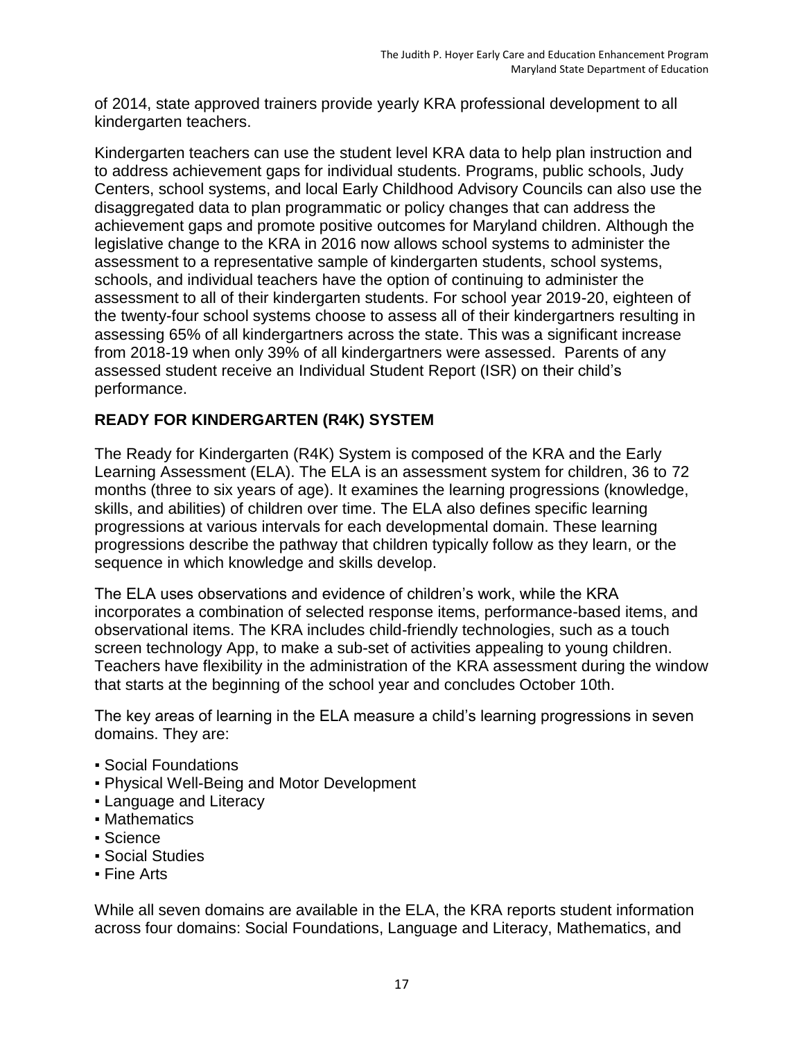of 2014, state approved trainers provide yearly KRA professional development to all kindergarten teachers.

Kindergarten teachers can use the student level KRA data to help plan instruction and to address achievement gaps for individual students. Programs, public schools, Judy Centers, school systems, and local Early Childhood Advisory Councils can also use the disaggregated data to plan programmatic or policy changes that can address the achievement gaps and promote positive outcomes for Maryland children. Although the legislative change to the KRA in 2016 now allows school systems to administer the assessment to a representative sample of kindergarten students, school systems, schools, and individual teachers have the option of continuing to administer the assessment to all of their kindergarten students. For school year 2019-20, eighteen of the twenty-four school systems choose to assess all of their kindergartners resulting in assessing 65% of all kindergartners across the state. This was a significant increase from 2018-19 when only 39% of all kindergartners were assessed. Parents of any assessed student receive an Individual Student Report (ISR) on their child's performance.

## READY FOR KINDERGARTEN (R4K) SYSTEM

The Ready for Kindergarten (R4K) System is composed of the KRA and the Early Learning Assessment (ELA). The ELA is an assessment system for children, 36 to 72 months (three to six years of age). It examines the learning progressions (knowledge, skills, and abilities) of children over time. The ELA also defines specific learning progressions at various intervals for each developmental domain. These learning progressions describe the pathway that children typically follow as they learn, or the sequence in which knowledge and skills develop.

The ELA uses observations and evidence of children's work, while the KRA incorporates a combination of selected response items, performance-based items, and observational items. The KRA includes child-friendly technologies, such as a touch screen technology App, to make a sub-set of activities appealing to young children. Teachers have flexibility in the administration of the KRA assessment during the window that starts at the beginning of the school year and concludes October 10th.

The key areas of learning in the ELA measure a child's learning progressions in seven domains. They are:

- Social Foundations
- Physical Well-Being and Motor Development
- Language and Literacy
- Mathematics
- Science
- Social Studies
- Fine Arts

While all seven domains are available in the ELA, the KRA reports student information across four domains: Social Foundations, Language and Literacy, Mathematics, and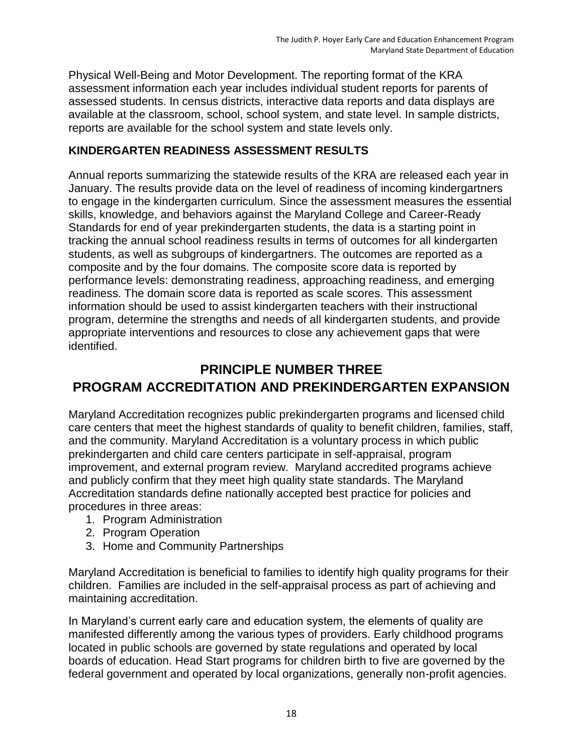Physical Well-Being and Motor Development. The reporting format of the KRA assessment information each year includes individual student reports for parents of assessed students. In census districts, interactive data reports and data displays are available at the classroom, school, school system, and state level. In sample districts, reports are available for the school system and state levels only.

### KINDERGARTEN READINESS ASSESSMENT RESULTS

Annual reports summarizing the statewide results of the KRA are released each year in January. The results provide data on the level of readiness of incoming kindergartners to engage in the kindergarten curriculum. Since the assessment measures the essential skills, knowledge, and behaviors against the Maryland College and Career-Ready Standards for end of year prekindergarten students, the data is a starting point in tracking the annual school readiness results in terms of outcomes for all kindergarten students, as well as subgroups of kindergartners. The outcomes are reported as a composite and by the four domains. The composite score data is reported by performance levels: demonstrating readiness, approaching readiness, and emerging readiness. The domain score data is reported as scale scores. This assessment information should be used to assist kindergarten teachers with their instructional program, determine the strengths and needs of all kindergarten students, and provide appropriate interventions and resources to close any achievement gaps that were identified.

## PRINCIPLE NUMBER THREE
## PROGRAM ACCREDITATION AND PREKINDERGARTEN EXPANSION

Maryland Accreditation recognizes public prekindergarten programs and licensed child care centers that meet the highest standards of quality to benefit children, families, staff, and the community. Maryland Accreditation is a voluntary process in which public prekindergarten and child care centers participate in self-appraisal, program improvement, and external program review. Maryland accredited programs achieve and publicly confirm that they meet high quality state standards. The Maryland Accreditation standards define nationally accepted best practice for policies and procedures in three areas:

1. Program Administration
2. Program Operation
3. Home and Community Partnerships

Maryland Accreditation is beneficial to families to identify high quality programs for their children. Families are included in the self-appraisal process as part of achieving and maintaining accreditation.

In Maryland's current early care and education system, the elements of quality are manifested differently among the various types of providers. Early childhood programs located in public schools are governed by state regulations and operated by local boards of education. Head Start programs for children birth to five are governed by the federal government and operated by local organizations, generally non-profit agencies.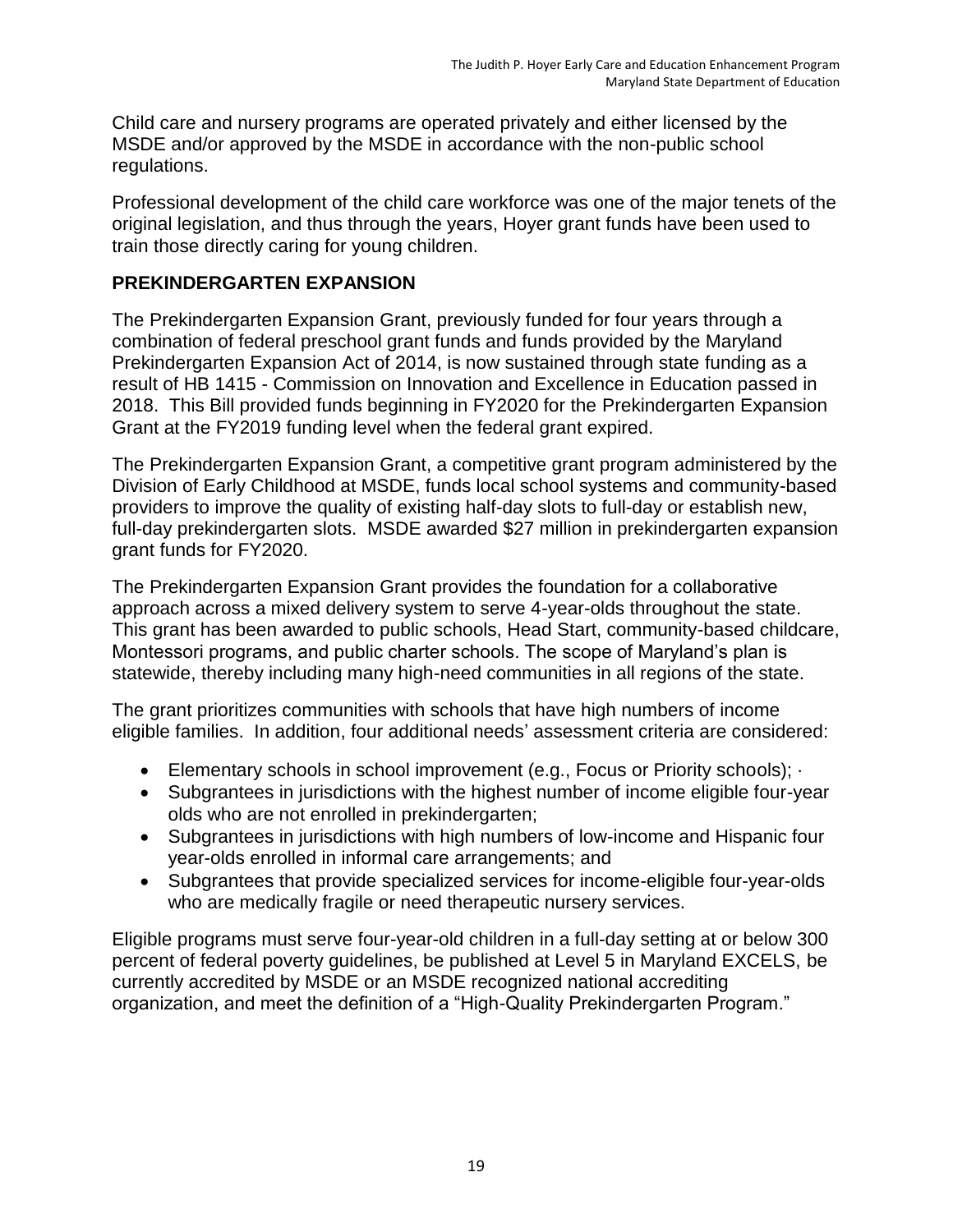Child care and nursery programs are operated privately and either licensed by the MSDE and/or approved by the MSDE in accordance with the non-public school regulations.

Professional development of the child care workforce was one of the major tenets of the original legislation, and thus through the years, Hoyer grant funds have been used to train those directly caring for young children.

## PREKINDERGARTEN EXPANSION

The Prekindergarten Expansion Grant, previously funded for four years through a combination of federal preschool grant funds and funds provided by the Maryland Prekindergarten Expansion Act of 2014, is now sustained through state funding as a result of HB 1415 - Commission on Innovation and Excellence in Education passed in 2018. This Bill provided funds beginning in FY2020 for the Prekindergarten Expansion Grant at the FY2019 funding level when the federal grant expired.

The Prekindergarten Expansion Grant, a competitive grant program administered by the Division of Early Childhood at MSDE, funds local school systems and community-based providers to improve the quality of existing half-day slots to full-day or establish new, full-day prekindergarten slots. MSDE awarded $27 million in prekindergarten expansion grant funds for FY2020.

The Prekindergarten Expansion Grant provides the foundation for a collaborative approach across a mixed delivery system to serve 4-year-olds throughout the state. This grant has been awarded to public schools, Head Start, community-based childcare, Montessori programs, and public charter schools. The scope of Maryland's plan is statewide, thereby including many high-need communities in all regions of the state.

The grant prioritizes communities with schools that have high numbers of income eligible families. In addition, four additional needs' assessment criteria are considered:

- Elementary schools in school improvement (e.g., Focus or Priority schools); ·
- Subgrantees in jurisdictions with the highest number of income eligible four-year olds who are not enrolled in prekindergarten;
- Subgrantees in jurisdictions with high numbers of low-income and Hispanic four year-olds enrolled in informal care arrangements; and
- Subgrantees that provide specialized services for income-eligible four-year-olds who are medically fragile or need therapeutic nursery services.

Eligible programs must serve four-year-old children in a full-day setting at or below 300 percent of federal poverty guidelines, be published at Level 5 in Maryland EXCELS, be currently accredited by MSDE or an MSDE recognized national accrediting organization, and meet the definition of a "High-Quality Prekindergarten Program."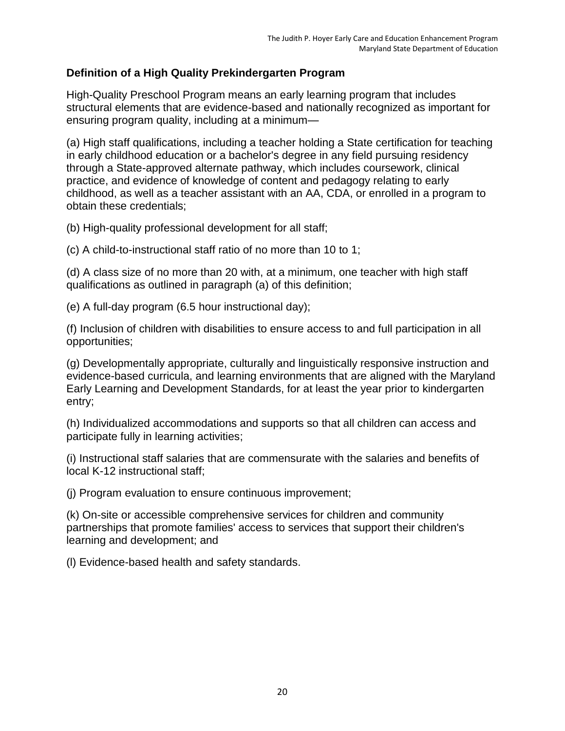## Definition of a High Quality Prekindergarten Program

High-Quality Preschool Program means an early learning program that includes structural elements that are evidence-based and nationally recognized as important for ensuring program quality, including at a minimum—

(a) High staff qualifications, including a teacher holding a State certification for teaching in early childhood education or a bachelor's degree in any field pursuing residency through a State-approved alternate pathway, which includes coursework, clinical practice, and evidence of knowledge of content and pedagogy relating to early childhood, as well as a teacher assistant with an AA, CDA, or enrolled in a program to obtain these credentials;

(b) High-quality professional development for all staff;

(c) A child-to-instructional staff ratio of no more than 10 to 1;

(d) A class size of no more than 20 with, at a minimum, one teacher with high staff qualifications as outlined in paragraph (a) of this definition;

(e) A full-day program (6.5 hour instructional day);

(f) Inclusion of children with disabilities to ensure access to and full participation in all opportunities;

(g) Developmentally appropriate, culturally and linguistically responsive instruction and evidence-based curricula, and learning environments that are aligned with the Maryland Early Learning and Development Standards, for at least the year prior to kindergarten entry;

(h) Individualized accommodations and supports so that all children can access and participate fully in learning activities;

(i) Instructional staff salaries that are commensurate with the salaries and benefits of local K-12 instructional staff;

(j) Program evaluation to ensure continuous improvement;

(k) On-site or accessible comprehensive services for children and community partnerships that promote families' access to services that support their children's learning and development; and

(l) Evidence-based health and safety standards.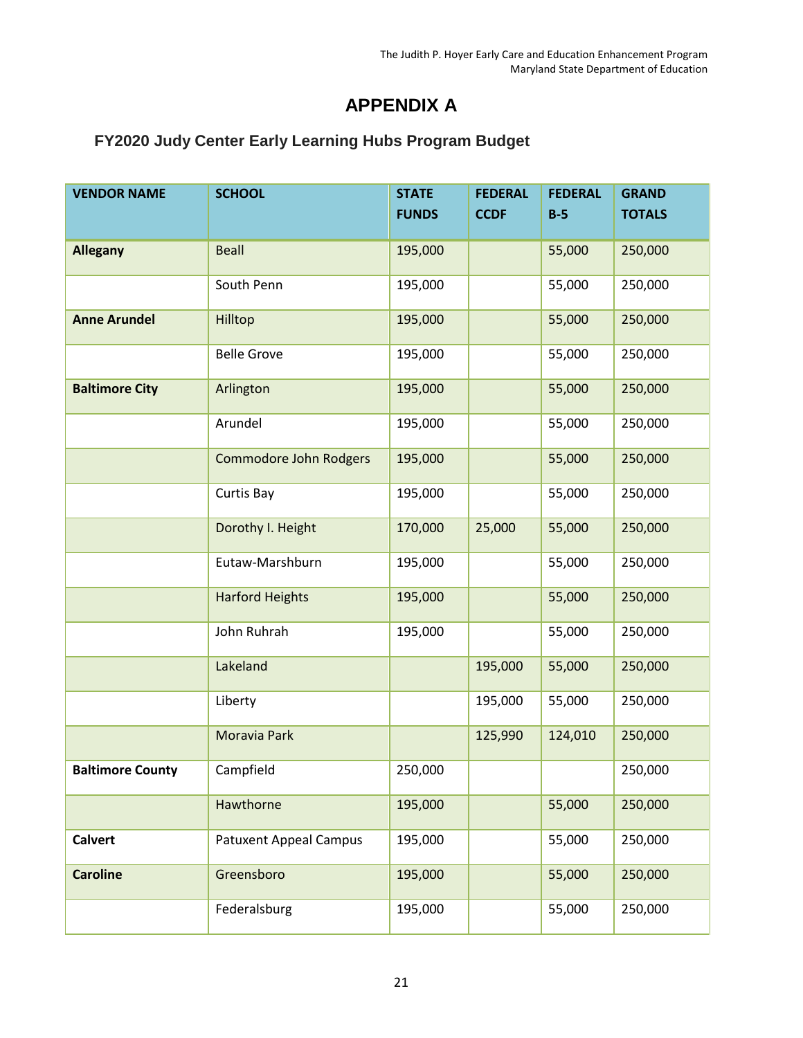# APPENDIX A

## FY2020 Judy Center Early Learning Hubs Program Budget

| VENDOR NAME | SCHOOL | STATE FUNDS | FEDERAL CCDF | FEDERAL B-5 | GRAND TOTALS |
|---|---|---|---|---|---|
| **Allegany** | Beall | 195,000 | | 55,000 | 250,000 |
| | South Penn | 195,000 | | 55,000 | 250,000 |
| **Anne Arundel** | Hilltop | 195,000 | | 55,000 | 250,000 |
| | Belle Grove | 195,000 | | 55,000 | 250,000 |
| **Baltimore City** | Arlington | 195,000 | | 55,000 | 250,000 |
| | Arundel | 195,000 | | 55,000 | 250,000 |
| | Commodore John Rodgers | 195,000 | | 55,000 | 250,000 |
| | Curtis Bay | 195,000 | | 55,000 | 250,000 |
| | Dorothy I. Height | 170,000 | 25,000 | 55,000 | 250,000 |
| | Eutaw-Marshburn | 195,000 | | 55,000 | 250,000 |
| | Harford Heights | 195,000 | | 55,000 | 250,000 |
| | John Ruhrah | 195,000 | | 55,000 | 250,000 |
| | Lakeland | | 195,000 | 55,000 | 250,000 |
| | Liberty | | 195,000 | 55,000 | 250,000 |
| | Moravia Park | | 125,990 | 124,010 | 250,000 |
| **Baltimore County** | Campfield | 250,000 | | | 250,000 |
| | Hawthorne | 195,000 | | 55,000 | 250,000 |
| **Calvert** | Patuxent Appeal Campus | 195,000 | | 55,000 | 250,000 |
| **Caroline** | Greensboro | 195,000 | | 55,000 | 250,000 |
| | Federalsburg | 195,000 | | 55,000 | 250,000 |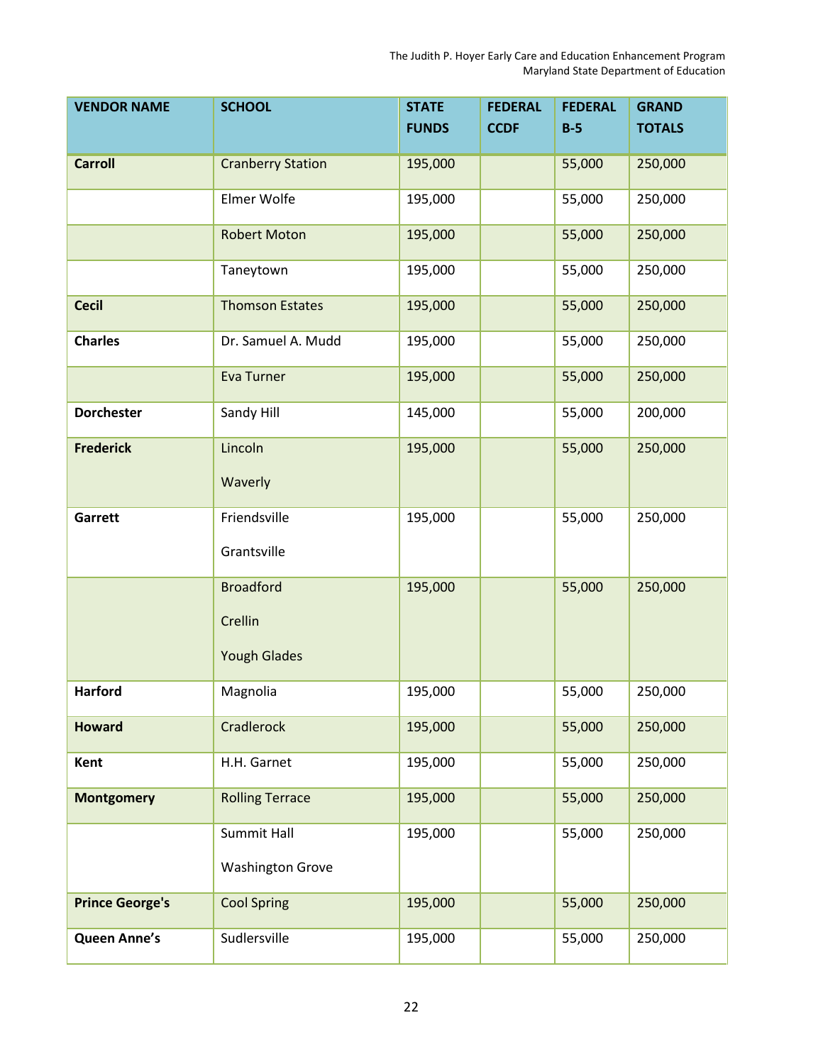| VENDOR NAME | SCHOOL | STATE FUNDS | FEDERAL CCDF | FEDERAL B-5 | GRAND TOTALS |
|---|---|---|---|---|---|
| **Carroll** | Cranberry Station | 195,000 | | 55,000 | 250,000 |
| | Elmer Wolfe | 195,000 | | 55,000 | 250,000 |
| | Robert Moton | 195,000 | | 55,000 | 250,000 |
| | Taneytown | 195,000 | | 55,000 | 250,000 |
| **Cecil** | Thomson Estates | 195,000 | | 55,000 | 250,000 |
| **Charles** | Dr. Samuel A. Mudd | 195,000 | | 55,000 | 250,000 |
| | Eva Turner | 195,000 | | 55,000 | 250,000 |
| **Dorchester** | Sandy Hill | 145,000 | | 55,000 | 200,000 |
| **Frederick** | Lincoln<br>Waverly | 195,000 | | 55,000 | 250,000 |
| **Garrett** | Friendsville<br>Grantsville | 195,000 | | 55,000 | 250,000 |
| | Broadford<br>Crellin<br>Yough Glades | 195,000 | | 55,000 | 250,000 |
| **Harford** | Magnolia | 195,000 | | 55,000 | 250,000 |
| **Howard** | Cradlerock | 195,000 | | 55,000 | 250,000 |
| **Kent** | H.H. Garnet | 195,000 | | 55,000 | 250,000 |
| **Montgomery** | Rolling Terrace | 195,000 | | 55,000 | 250,000 |
| | Summit Hall<br>Washington Grove | 195,000 | | 55,000 | 250,000 |
| **Prince George's** | Cool Spring | 195,000 | | 55,000 | 250,000 |
| **Queen Anne's** | Sudlersville | 195,000 | | 55,000 | 250,000 |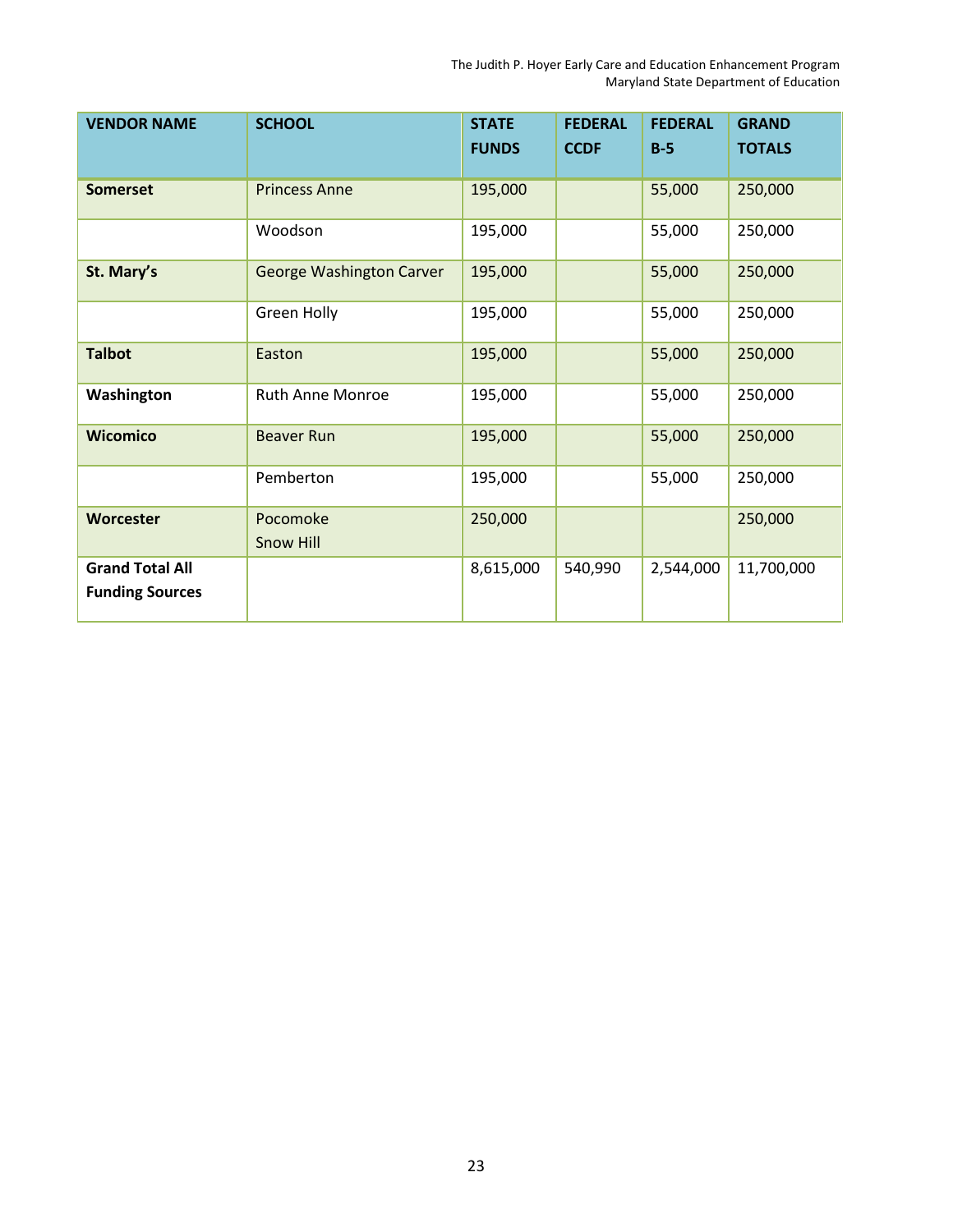| VENDOR NAME | SCHOOL | STATE FUNDS | FEDERAL CCDF | FEDERAL B-5 | GRAND TOTALS |
|---|---|---|---|---|---|
| **Somerset** | Princess Anne | 195,000 | | 55,000 | 250,000 |
| | Woodson | 195,000 | | 55,000 | 250,000 |
| **St. Mary's** | George Washington Carver | 195,000 | | 55,000 | 250,000 |
| | Green Holly | 195,000 | | 55,000 | 250,000 |
| **Talbot** | Easton | 195,000 | | 55,000 | 250,000 |
| **Washington** | Ruth Anne Monroe | 195,000 | | 55,000 | 250,000 |
| **Wicomico** | Beaver Run | 195,000 | | 55,000 | 250,000 |
| | Pemberton | 195,000 | | 55,000 | 250,000 |
| **Worcester** | Pocomoke<br>Snow Hill | 250,000 | | | 250,000 |
| **Grand Total All Funding Sources** | | 8,615,000 | 540,990 | 2,544,000 | 11,700,000 |